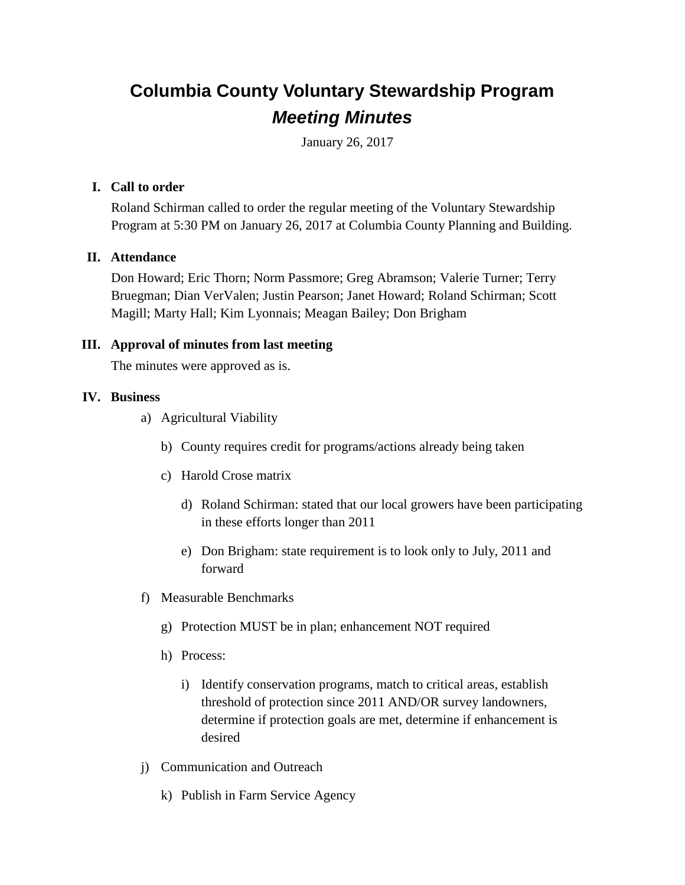# Columbia County Voluntary Stewardship Program

## *Meeting Minutes*

January 26, 2017

I. **Call to order**

Roland Schirman called to order the regular meeting of the Voluntary Stewardship Program at 5:30 PM on January 26, 2017 at Columbia County Planning and Building.

II. **Attendance**

Don Howard; Eric Thorn; Norm Passmore; Greg Abramson; Valerie Turner; Terry Bruegman; Dian VerValen; Justin Pearson; Janet Howard; Roland Schirman; Scott Magill; Marty Hall; Kim Lyonnais; Meagan Bailey; Don Brigham

III. **Approval of minutes from last meeting**

The minutes were approved as is.

IV. **Business**

- a) Agricultural Viability
  - b) County requires credit for programs/actions already being taken
  - c) Harold Crose matrix
    - d) Roland Schirman: stated that our local growers have been participating in these efforts longer than 2011
    - e) Don Brigham: state requirement is to look only to July, 2011 and forward
- f) Measurable Benchmarks
  - g) Protection MUST be in plan; enhancement NOT required
  - h) Process:
    - i) Identify conservation programs, match to critical areas, establish threshold of protection since 2011 AND/OR survey landowners, determine if protection goals are met, determine if enhancement is desired
- j) Communication and Outreach
  - k) Publish in Farm Service Agency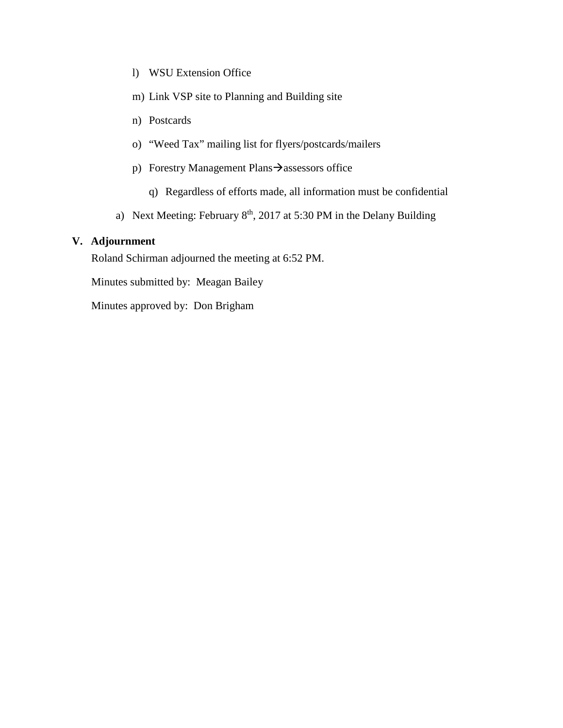l) WSU Extension Office

m) Link VSP site to Planning and Building site

n) Postcards

o) "Weed Tax" mailing list for flyers/postcards/mailers

p) Forestry Management Plans→assessors office

   q) Regardless of efforts made, all information must be confidential

a) Next Meeting: February 8th, 2017 at 5:30 PM in the Delany Building

## V. Adjournment

Roland Schirman adjourned the meeting at 6:52 PM.

Minutes submitted by: Meagan Bailey

Minutes approved by: Don Brigham